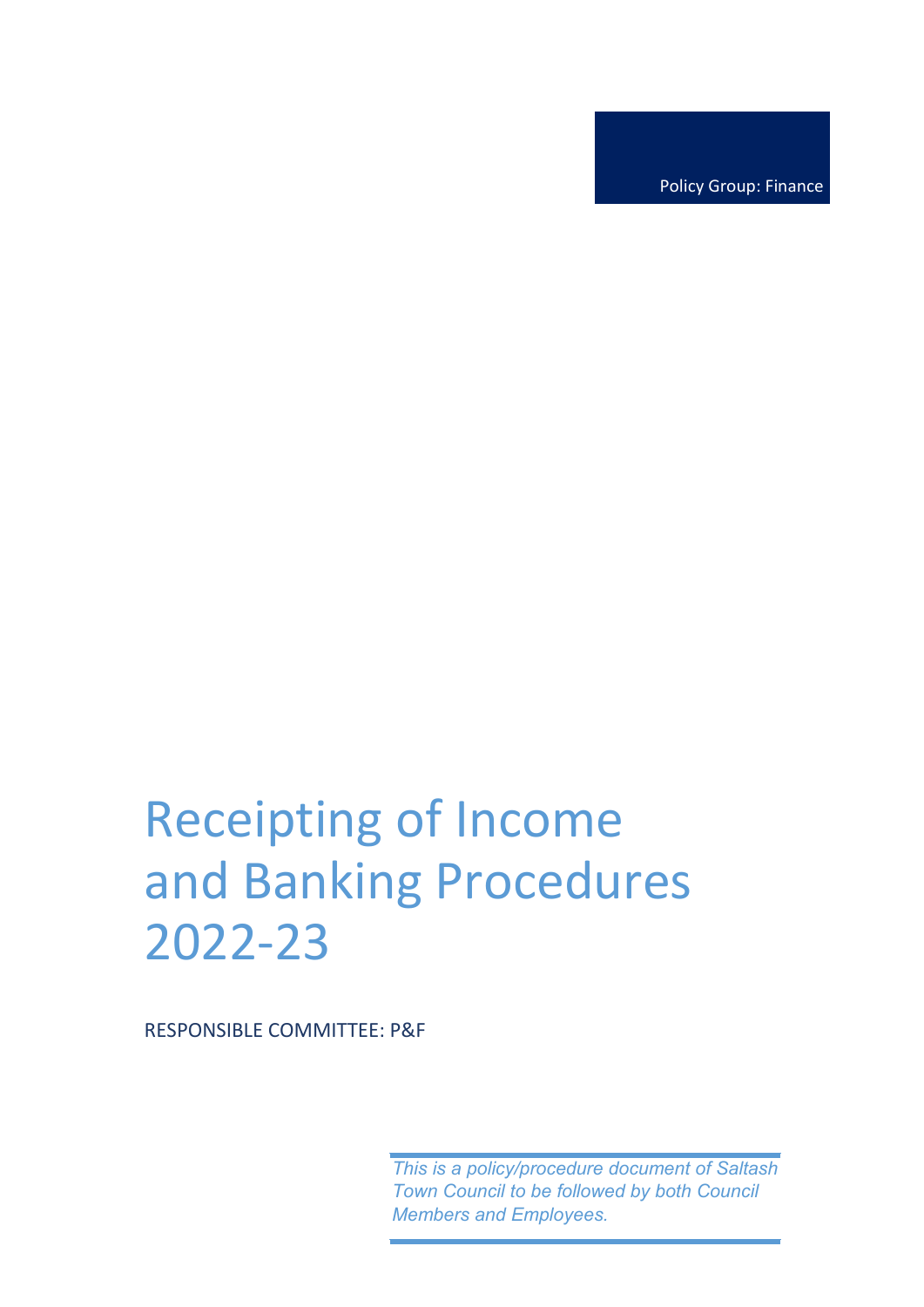Policy Group: Finance

# Receipting of Income and Banking Procedures 2022-23

RESPONSIBLE COMMITTEE: P&F

*This is a policy/procedure document of Saltash Town Council to be followed by both Council Members and Employees.*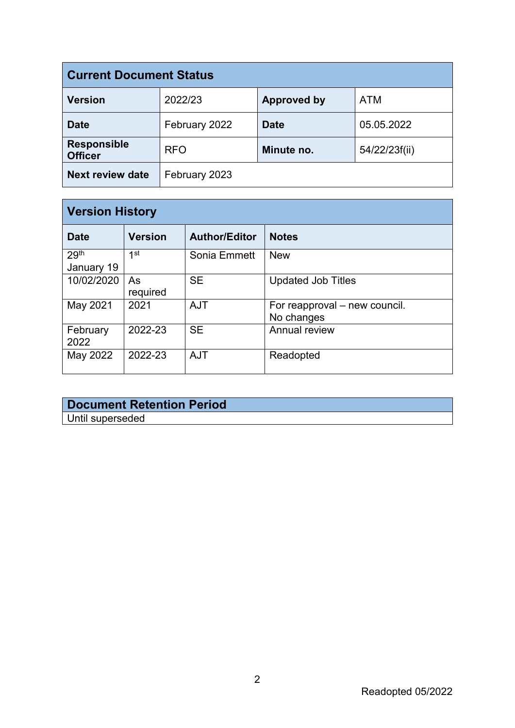| Current Document Status | | | |
|---|---|---|---|
| **Version** | 2022/23 | **Approved by** | ATM |
| **Date** | February 2022 | **Date** | 05.05.2022 |
| **Responsible Officer** | RFO | **Minute no.** | 54/22/23f(ii) |
| **Next review date** | February 2023 | | |

| Version History | | | |
|---|---|---|---|
| **Date** | **Version** | **Author/Editor** | **Notes** |
| 29th January 19 | 1st | Sonia Emmett | New |
| 10/02/2020 | As required | SE | Updated Job Titles |
| May 2021 | 2021 | AJT | For reapproval – new council. No changes |
| February 2022 | 2022-23 | SE | Annual review |
| May 2022 | 2022-23 | AJT | Readopted |

| Document Retention Period |
|---|
| Until superseded |

Readopted 05/2022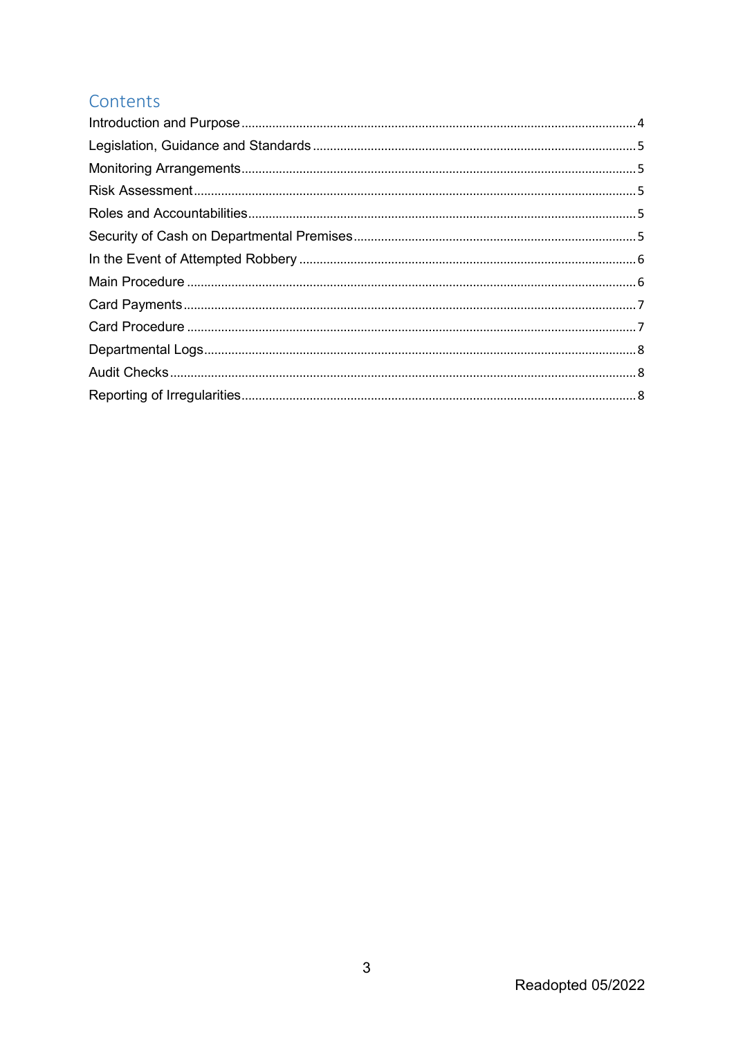## Contents

- Introduction and Purpose .......... 4
- Legislation, Guidance and Standards .......... 5
- Monitoring Arrangements .......... 5
- Risk Assessment .......... 5
- Roles and Accountabilities .......... 5
- Security of Cash on Departmental Premises .......... 5
- In the Event of Attempted Robbery .......... 6
- Main Procedure .......... 6
- Card Payments .......... 7
- Card Procedure .......... 7
- Departmental Logs .......... 8
- Audit Checks .......... 8
- Reporting of Irregularities .......... 8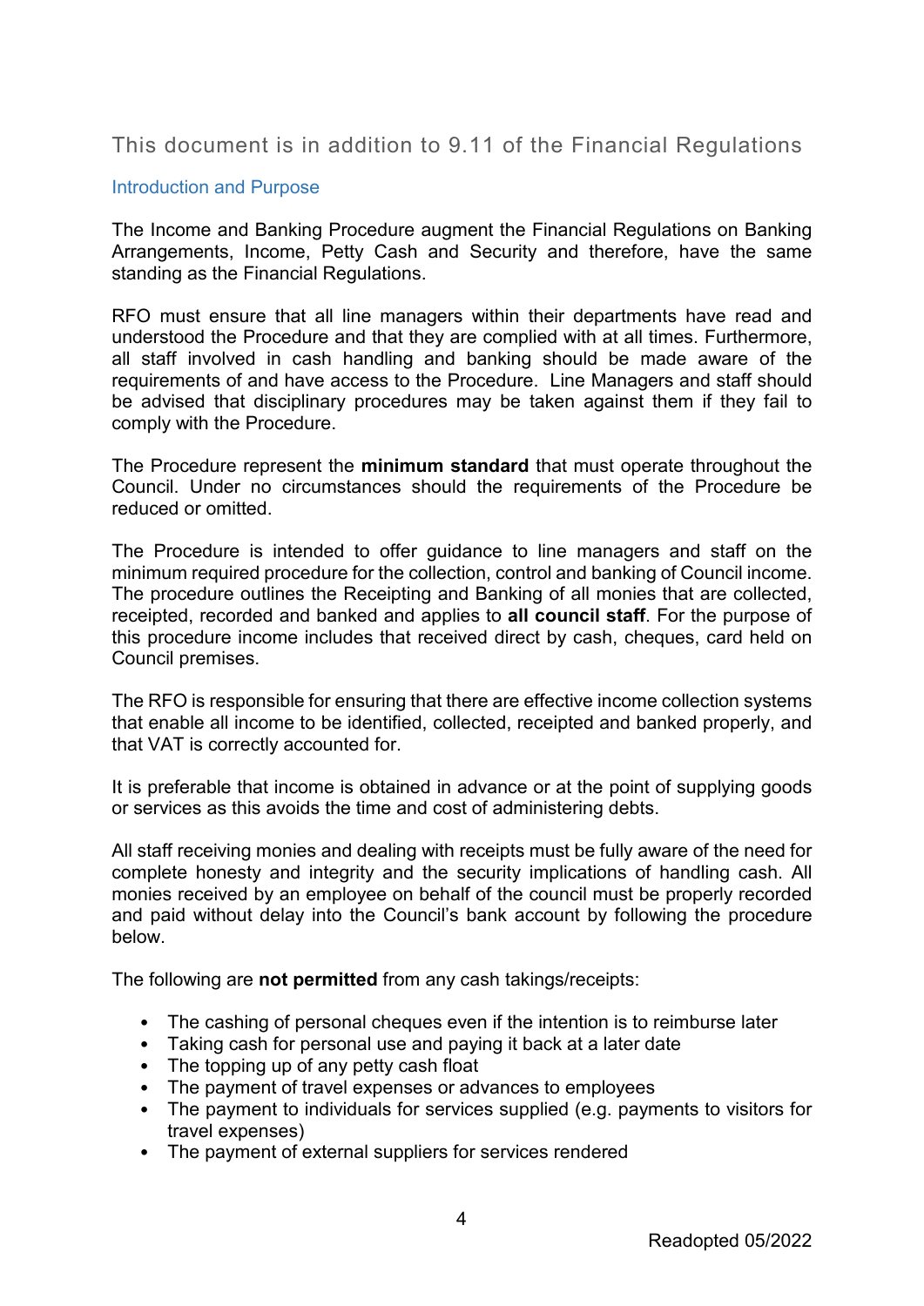## This document is in addition to 9.11 of the Financial Regulations

### Introduction and Purpose

The Income and Banking Procedure augment the Financial Regulations on Banking Arrangements, Income, Petty Cash and Security and therefore, have the same standing as the Financial Regulations.

RFO must ensure that all line managers within their departments have read and understood the Procedure and that they are complied with at all times. Furthermore, all staff involved in cash handling and banking should be made aware of the requirements of and have access to the Procedure. Line Managers and staff should be advised that disciplinary procedures may be taken against them if they fail to comply with the Procedure.

The Procedure represent the **minimum standard** that must operate throughout the Council. Under no circumstances should the requirements of the Procedure be reduced or omitted.

The Procedure is intended to offer guidance to line managers and staff on the minimum required procedure for the collection, control and banking of Council income. The procedure outlines the Receipting and Banking of all monies that are collected, receipted, recorded and banked and applies to **all council staff**. For the purpose of this procedure income includes that received direct by cash, cheques, card held on Council premises.

The RFO is responsible for ensuring that there are effective income collection systems that enable all income to be identified, collected, receipted and banked properly, and that VAT is correctly accounted for.

It is preferable that income is obtained in advance or at the point of supplying goods or services as this avoids the time and cost of administering debts.

All staff receiving monies and dealing with receipts must be fully aware of the need for complete honesty and integrity and the security implications of handling cash. All monies received by an employee on behalf of the council must be properly recorded and paid without delay into the Council's bank account by following the procedure below.

The following are **not permitted** from any cash takings/receipts:

- The cashing of personal cheques even if the intention is to reimburse later
- Taking cash for personal use and paying it back at a later date
- The topping up of any petty cash float
- The payment of travel expenses or advances to employees
- The payment to individuals for services supplied (e.g. payments to visitors for travel expenses)
- The payment of external suppliers for services rendered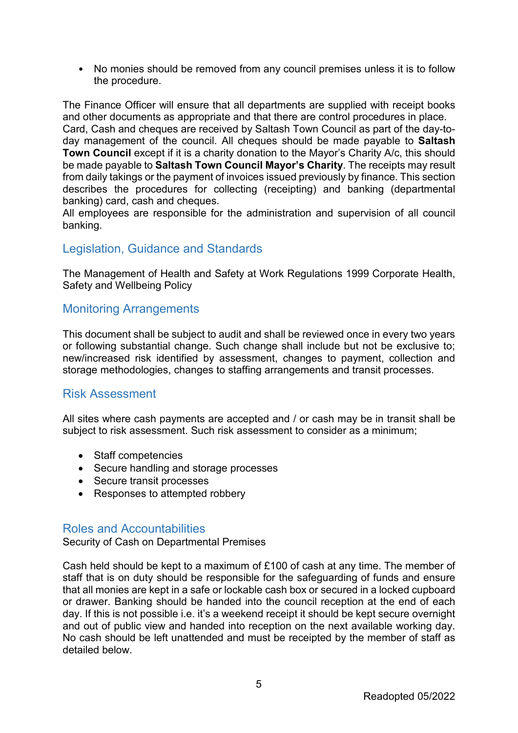- No monies should be removed from any council premises unless it is to follow the procedure.

The Finance Officer will ensure that all departments are supplied with receipt books and other documents as appropriate and that there are control procedures in place. Card, Cash and cheques are received by Saltash Town Council as part of the day-to-day management of the council. All cheques should be made payable to **Saltash Town Council** except if it is a charity donation to the Mayor's Charity A/c, this should be made payable to **Saltash Town Council Mayor's Charity**. The receipts may result from daily takings or the payment of invoices issued previously by finance. This section describes the procedures for collecting (receipting) and banking (departmental banking) card, cash and cheques.
All employees are responsible for the administration and supervision of all council banking.

## Legislation, Guidance and Standards

The Management of Health and Safety at Work Regulations 1999 Corporate Health, Safety and Wellbeing Policy

## Monitoring Arrangements

This document shall be subject to audit and shall be reviewed once in every two years or following substantial change. Such change shall include but not be exclusive to; new/increased risk identified by assessment, changes to payment, collection and storage methodologies, changes to staffing arrangements and transit processes.

## Risk Assessment

All sites where cash payments are accepted and / or cash may be in transit shall be subject to risk assessment. Such risk assessment to consider as a minimum;

- Staff competencies
- Secure handling and storage processes
- Secure transit processes
- Responses to attempted robbery

## Roles and Accountabilities

Security of Cash on Departmental Premises

Cash held should be kept to a maximum of £100 of cash at any time. The member of staff that is on duty should be responsible for the safeguarding of funds and ensure that all monies are kept in a safe or lockable cash box or secured in a locked cupboard or drawer. Banking should be handed into the council reception at the end of each day. If this is not possible i.e. it's a weekend receipt it should be kept secure overnight and out of public view and handed into reception on the next available working day. No cash should be left unattended and must be receipted by the member of staff as detailed below.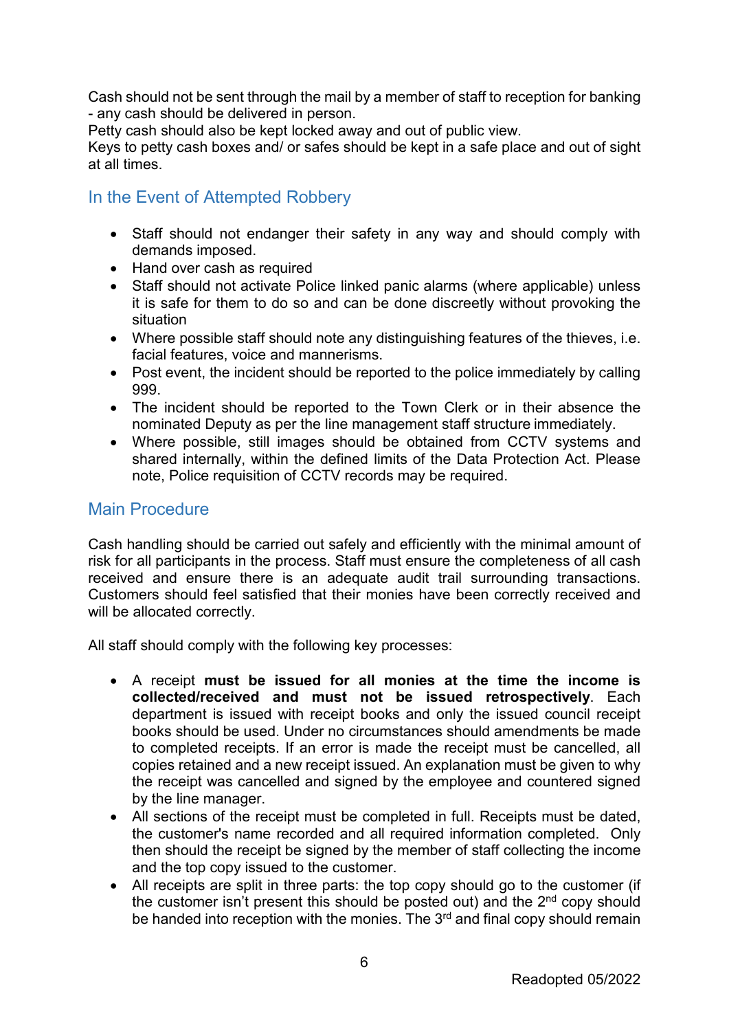Cash should not be sent through the mail by a member of staff to reception for banking - any cash should be delivered in person.
Petty cash should also be kept locked away and out of public view.
Keys to petty cash boxes and/ or safes should be kept in a safe place and out of sight at all times.

## In the Event of Attempted Robbery

- Staff should not endanger their safety in any way and should comply with demands imposed.
- Hand over cash as required
- Staff should not activate Police linked panic alarms (where applicable) unless it is safe for them to do so and can be done discreetly without provoking the situation
- Where possible staff should note any distinguishing features of the thieves, i.e. facial features, voice and mannerisms.
- Post event, the incident should be reported to the police immediately by calling 999.
- The incident should be reported to the Town Clerk or in their absence the nominated Deputy as per the line management staff structure immediately.
- Where possible, still images should be obtained from CCTV systems and shared internally, within the defined limits of the Data Protection Act. Please note, Police requisition of CCTV records may be required.

## Main Procedure

Cash handling should be carried out safely and efficiently with the minimal amount of risk for all participants in the process. Staff must ensure the completeness of all cash received and ensure there is an adequate audit trail surrounding transactions. Customers should feel satisfied that their monies have been correctly received and will be allocated correctly.

All staff should comply with the following key processes:

- A receipt **must be issued for all monies at the time the income is collected/received and must not be issued retrospectively**. Each department is issued with receipt books and only the issued council receipt books should be used. Under no circumstances should amendments be made to completed receipts. If an error is made the receipt must be cancelled, all copies retained and a new receipt issued. An explanation must be given to why the receipt was cancelled and signed by the employee and countered signed by the line manager.
- All sections of the receipt must be completed in full. Receipts must be dated, the customer's name recorded and all required information completed. Only then should the receipt be signed by the member of staff collecting the income and the top copy issued to the customer.
- All receipts are split in three parts: the top copy should go to the customer (if the customer isn't present this should be posted out) and the 2nd copy should be handed into reception with the monies. The 3rd and final copy should remain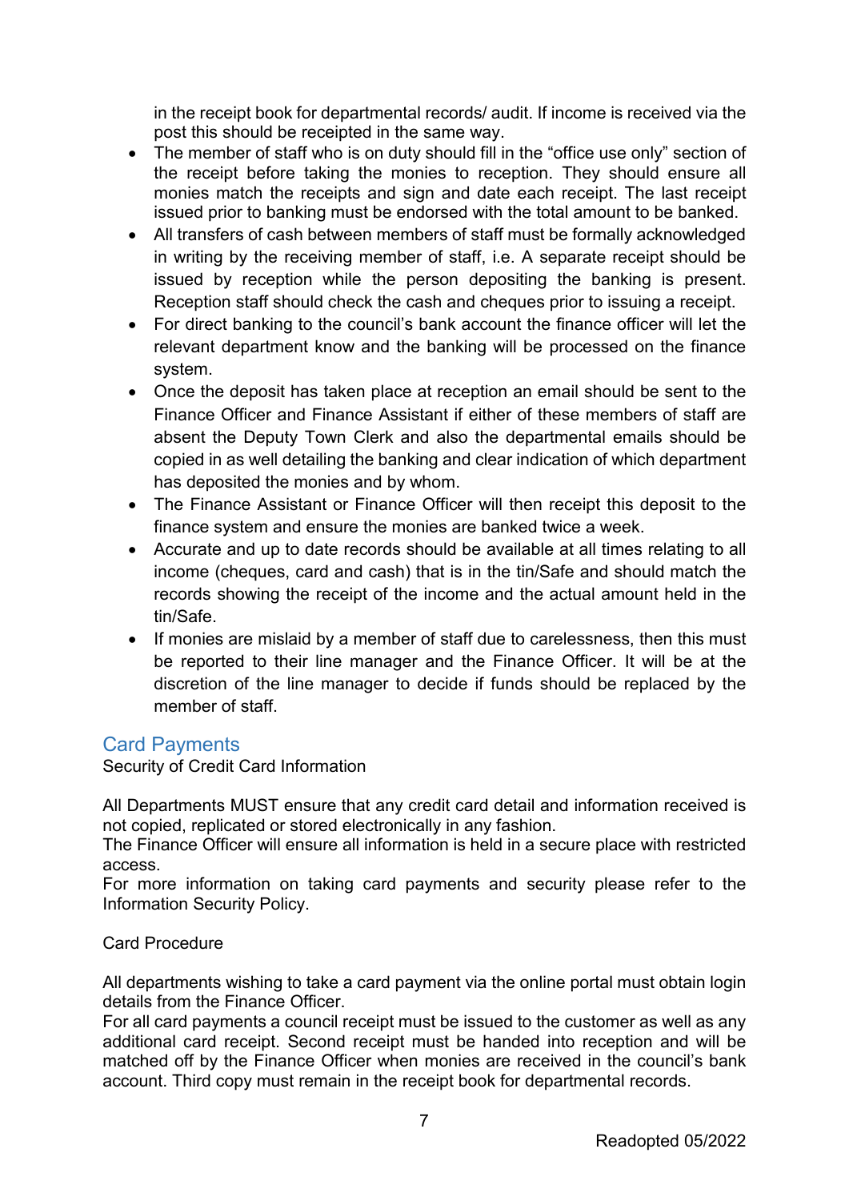in the receipt book for departmental records/ audit. If income is received via the post this should be receipted in the same way.

- The member of staff who is on duty should fill in the "office use only" section of the receipt before taking the monies to reception. They should ensure all monies match the receipts and sign and date each receipt. The last receipt issued prior to banking must be endorsed with the total amount to be banked.
- All transfers of cash between members of staff must be formally acknowledged in writing by the receiving member of staff, i.e. A separate receipt should be issued by reception while the person depositing the banking is present. Reception staff should check the cash and cheques prior to issuing a receipt.
- For direct banking to the council's bank account the finance officer will let the relevant department know and the banking will be processed on the finance system.
- Once the deposit has taken place at reception an email should be sent to the Finance Officer and Finance Assistant if either of these members of staff are absent the Deputy Town Clerk and also the departmental emails should be copied in as well detailing the banking and clear indication of which department has deposited the monies and by whom.
- The Finance Assistant or Finance Officer will then receipt this deposit to the finance system and ensure the monies are banked twice a week.
- Accurate and up to date records should be available at all times relating to all income (cheques, card and cash) that is in the tin/Safe and should match the records showing the receipt of the income and the actual amount held in the tin/Safe.
- If monies are mislaid by a member of staff due to carelessness, then this must be reported to their line manager and the Finance Officer. It will be at the discretion of the line manager to decide if funds should be replaced by the member of staff.

## Card Payments

Security of Credit Card Information

All Departments MUST ensure that any credit card detail and information received is not copied, replicated or stored electronically in any fashion.
The Finance Officer will ensure all information is held in a secure place with restricted access.
For more information on taking card payments and security please refer to the Information Security Policy.

Card Procedure

All departments wishing to take a card payment via the online portal must obtain login details from the Finance Officer.
For all card payments a council receipt must be issued to the customer as well as any additional card receipt. Second receipt must be handed into reception and will be matched off by the Finance Officer when monies are received in the council's bank account. Third copy must remain in the receipt book for departmental records.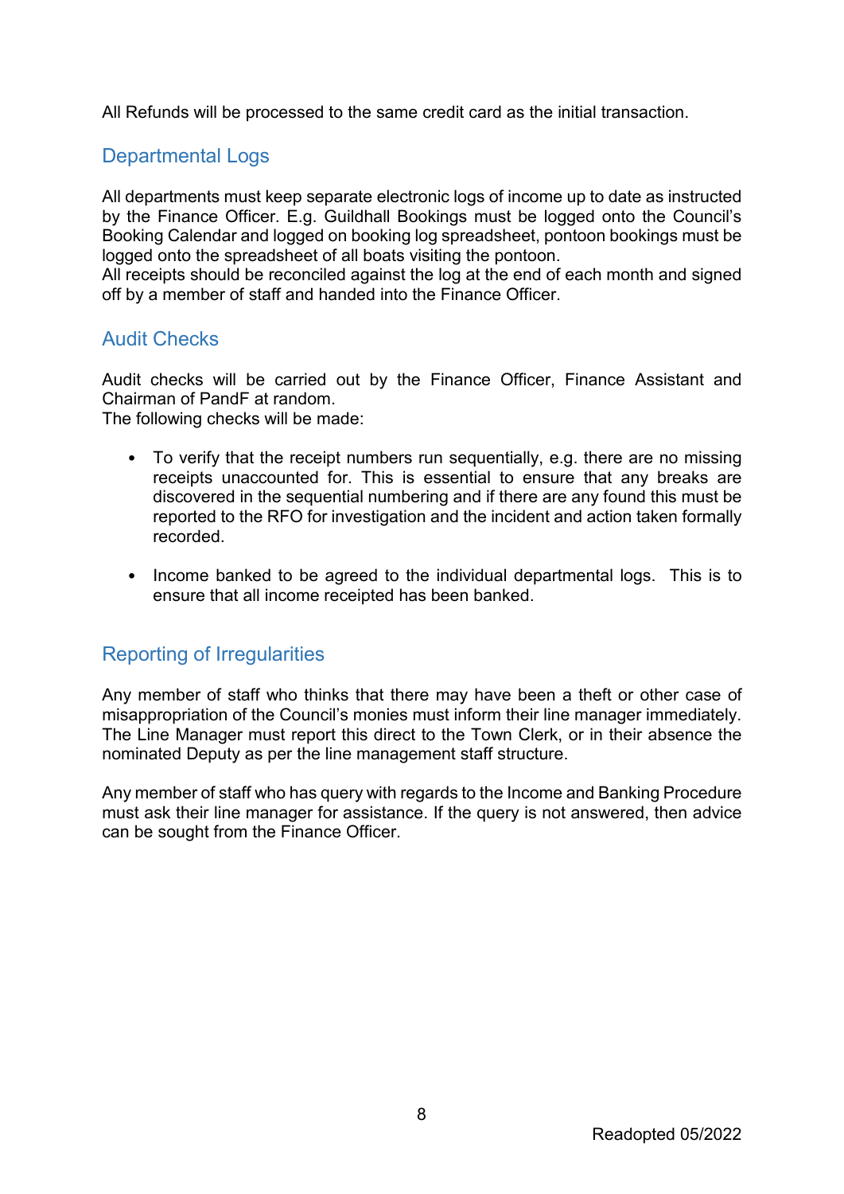All Refunds will be processed to the same credit card as the initial transaction.

## Departmental Logs

All departments must keep separate electronic logs of income up to date as instructed by the Finance Officer. E.g. Guildhall Bookings must be logged onto the Council's Booking Calendar and logged on booking log spreadsheet, pontoon bookings must be logged onto the spreadsheet of all boats visiting the pontoon.
All receipts should be reconciled against the log at the end of each month and signed off by a member of staff and handed into the Finance Officer.

## Audit Checks

Audit checks will be carried out by the Finance Officer, Finance Assistant and Chairman of PandF at random.
The following checks will be made:

- To verify that the receipt numbers run sequentially, e.g. there are no missing receipts unaccounted for. This is essential to ensure that any breaks are discovered in the sequential numbering and if there are any found this must be reported to the RFO for investigation and the incident and action taken formally recorded.

- Income banked to be agreed to the individual departmental logs. This is to ensure that all income receipted has been banked.

## Reporting of Irregularities

Any member of staff who thinks that there may have been a theft or other case of misappropriation of the Council's monies must inform their line manager immediately. The Line Manager must report this direct to the Town Clerk, or in their absence the nominated Deputy as per the line management staff structure.

Any member of staff who has query with regards to the Income and Banking Procedure must ask their line manager for assistance. If the query is not answered, then advice can be sought from the Finance Officer.

Readopted 05/2022